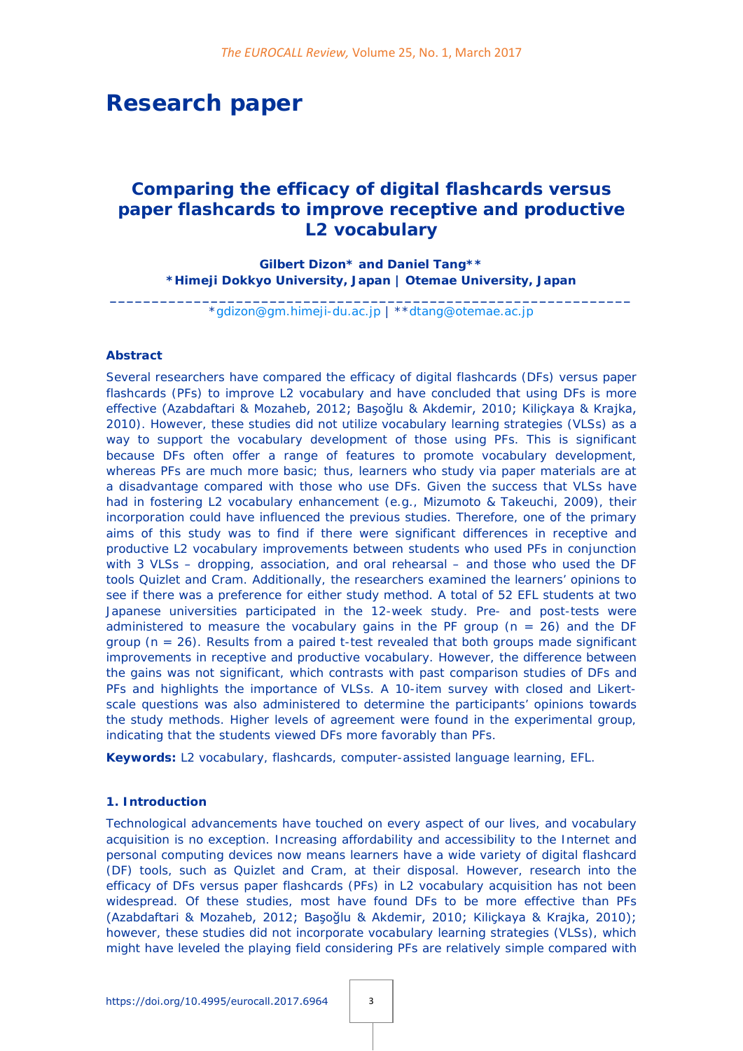# Research paper

## Comparing the efficacy of digital flashcards versus paper flashcards to improve receptive and productive L2 vocabulary

**Gilbert Dizon\* and Daniel Tang\*\***
**\*Himeji Dokkyo University, Japan | Otemae University, Japan**

\*gdizon@gm.himeji-du.ac.jp | \*\*dtang@otemae.ac.jp

### Abstract

Several researchers have compared the efficacy of digital flashcards (DFs) versus paper flashcards (PFs) to improve L2 vocabulary and have concluded that using DFs is more effective (Azabdaftari & Mozaheb, 2012; Başoğlu & Akdemir, 2010; Kiliçkaya & Krajka, 2010). However, these studies did not utilize vocabulary learning strategies (VLSs) as a way to support the vocabulary development of those using PFs. This is significant because DFs often offer a range of features to promote vocabulary development, whereas PFs are much more basic; thus, learners who study via paper materials are at a disadvantage compared with those who use DFs. Given the success that VLSs have had in fostering L2 vocabulary enhancement (e.g., Mizumoto & Takeuchi, 2009), their incorporation could have influenced the previous studies. Therefore, one of the primary aims of this study was to find if there were significant differences in receptive and productive L2 vocabulary improvements between students who used PFs in conjunction with 3 VLSs – dropping, association, and oral rehearsal – and those who used the DF tools Quizlet and Cram. Additionally, the researchers examined the learners' opinions to see if there was a preference for either study method. A total of 52 EFL students at two Japanese universities participated in the 12-week study. Pre- and post-tests were administered to measure the vocabulary gains in the PF group ($n = 26$) and the DF group ($n = 26$). Results from a paired t-test revealed that both groups made significant improvements in receptive and productive vocabulary. However, the difference between the gains was not significant, which contrasts with past comparison studies of DFs and PFs and highlights the importance of VLSs. A 10-item survey with closed and Likert-scale questions was also administered to determine the participants' opinions towards the study methods. Higher levels of agreement were found in the experimental group, indicating that the students viewed DFs more favorably than PFs.

**Keywords:** L2 vocabulary, flashcards, computer-assisted language learning, EFL.

### 1. Introduction

Technological advancements have touched on every aspect of our lives, and vocabulary acquisition is no exception. Increasing affordability and accessibility to the Internet and personal computing devices now means learners have a wide variety of digital flashcard (DF) tools, such as Quizlet and Cram, at their disposal. However, research into the efficacy of DFs versus paper flashcards (PFs) in L2 vocabulary acquisition has not been widespread. Of these studies, most have found DFs to be more effective than PFs (Azabdaftari & Mozaheb, 2012; Başoğlu & Akdemir, 2010; Kiliçkaya & Krajka, 2010); however, these studies did not incorporate vocabulary learning strategies (VLSs), which might have leveled the playing field considering PFs are relatively simple compared with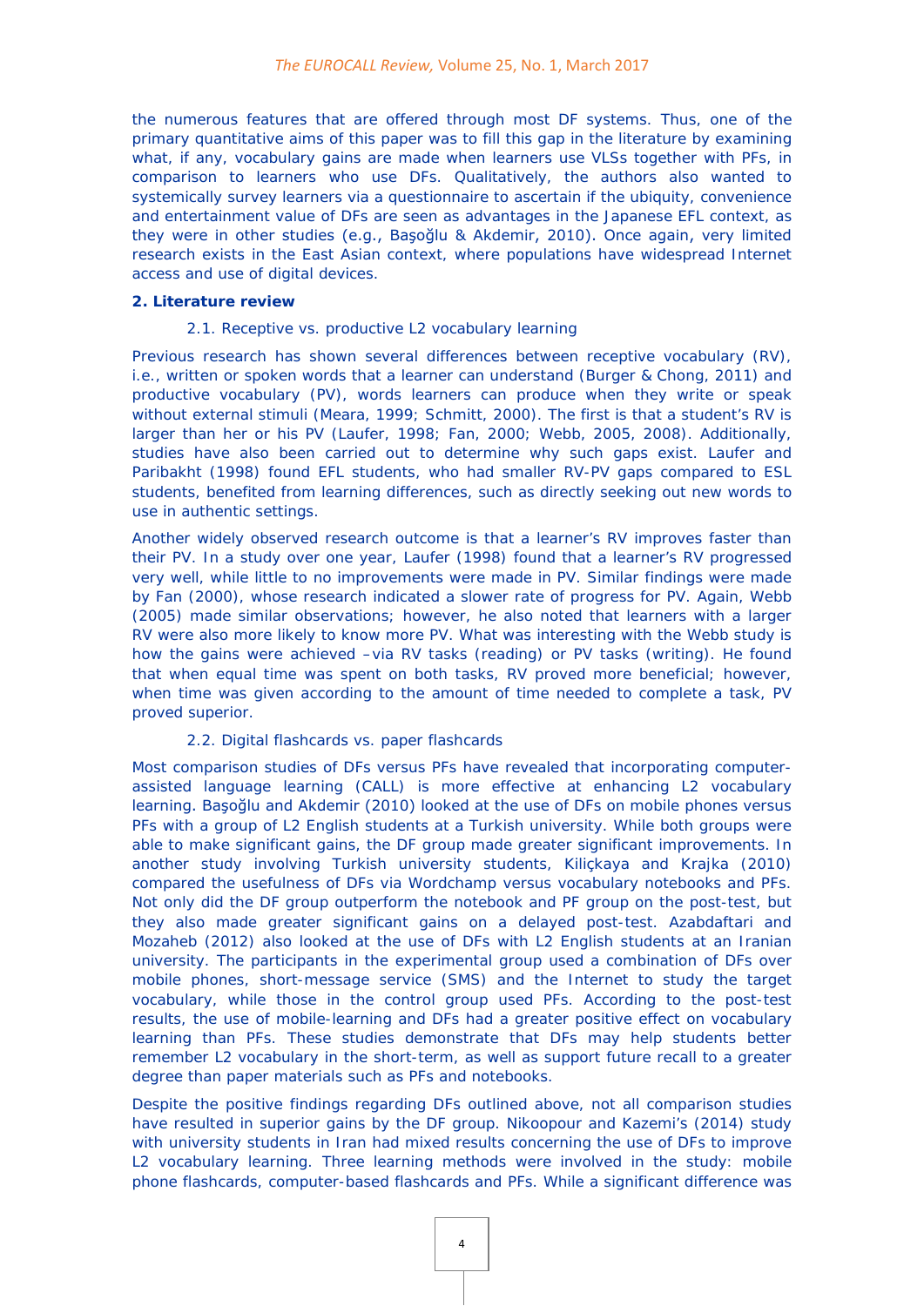the numerous features that are offered through most DF systems. Thus, one of the primary quantitative aims of this paper was to fill this gap in the literature by examining what, if any, vocabulary gains are made when learners use VLSs together with PFs, in comparison to learners who use DFs. Qualitatively, the authors also wanted to systemically survey learners via a questionnaire to ascertain if the ubiquity, convenience and entertainment value of DFs are seen as advantages in the Japanese EFL context, as they were in other studies (e.g., Başoğlu & Akdemir, 2010). Once again, very limited research exists in the East Asian context, where populations have widespread Internet access and use of digital devices.

## 2. Literature review

### 2.1. Receptive vs. productive L2 vocabulary learning

Previous research has shown several differences between receptive vocabulary (RV), i.e., written or spoken words that a learner can understand (Burger & Chong, 2011) and productive vocabulary (PV), words learners can produce when they write or speak without external stimuli (Meara, 1999; Schmitt, 2000). The first is that a student's RV is larger than her or his PV (Laufer, 1998; Fan, 2000; Webb, 2005, 2008). Additionally, studies have also been carried out to determine why such gaps exist. Laufer and Paribakht (1998) found EFL students, who had smaller RV-PV gaps compared to ESL students, benefited from learning differences, such as directly seeking out new words to use in authentic settings.

Another widely observed research outcome is that a learner's RV improves faster than their PV. In a study over one year, Laufer (1998) found that a learner's RV progressed very well, while little to no improvements were made in PV. Similar findings were made by Fan (2000), whose research indicated a slower rate of progress for PV. Again, Webb (2005) made similar observations; however, he also noted that learners with a larger RV were also more likely to know more PV. What was interesting with the Webb study is how the gains were achieved –via RV tasks (reading) or PV tasks (writing). He found that when equal time was spent on both tasks, RV proved more beneficial; however, when time was given according to the amount of time needed to complete a task, PV proved superior.

### 2.2. Digital flashcards vs. paper flashcards

Most comparison studies of DFs versus PFs have revealed that incorporating computer-assisted language learning (CALL) is more effective at enhancing L2 vocabulary learning. Başoğlu and Akdemir (2010) looked at the use of DFs on mobile phones versus PFs with a group of L2 English students at a Turkish university. While both groups were able to make significant gains, the DF group made greater significant improvements. In another study involving Turkish university students, Kiliçkaya and Krajka (2010) compared the usefulness of DFs via Wordchamp versus vocabulary notebooks and PFs. Not only did the DF group outperform the notebook and PF group on the post-test, but they also made greater significant gains on a delayed post-test. Azabdaftari and Mozaheb (2012) also looked at the use of DFs with L2 English students at an Iranian university. The participants in the experimental group used a combination of DFs over mobile phones, short-message service (SMS) and the Internet to study the target vocabulary, while those in the control group used PFs. According to the post-test results, the use of mobile-learning and DFs had a greater positive effect on vocabulary learning than PFs. These studies demonstrate that DFs may help students better remember L2 vocabulary in the short-term, as well as support future recall to a greater degree than paper materials such as PFs and notebooks.

Despite the positive findings regarding DFs outlined above, not all comparison studies have resulted in superior gains by the DF group. Nikoopour and Kazemi's (2014) study with university students in Iran had mixed results concerning the use of DFs to improve L2 vocabulary learning. Three learning methods were involved in the study: mobile phone flashcards, computer-based flashcards and PFs. While a significant difference was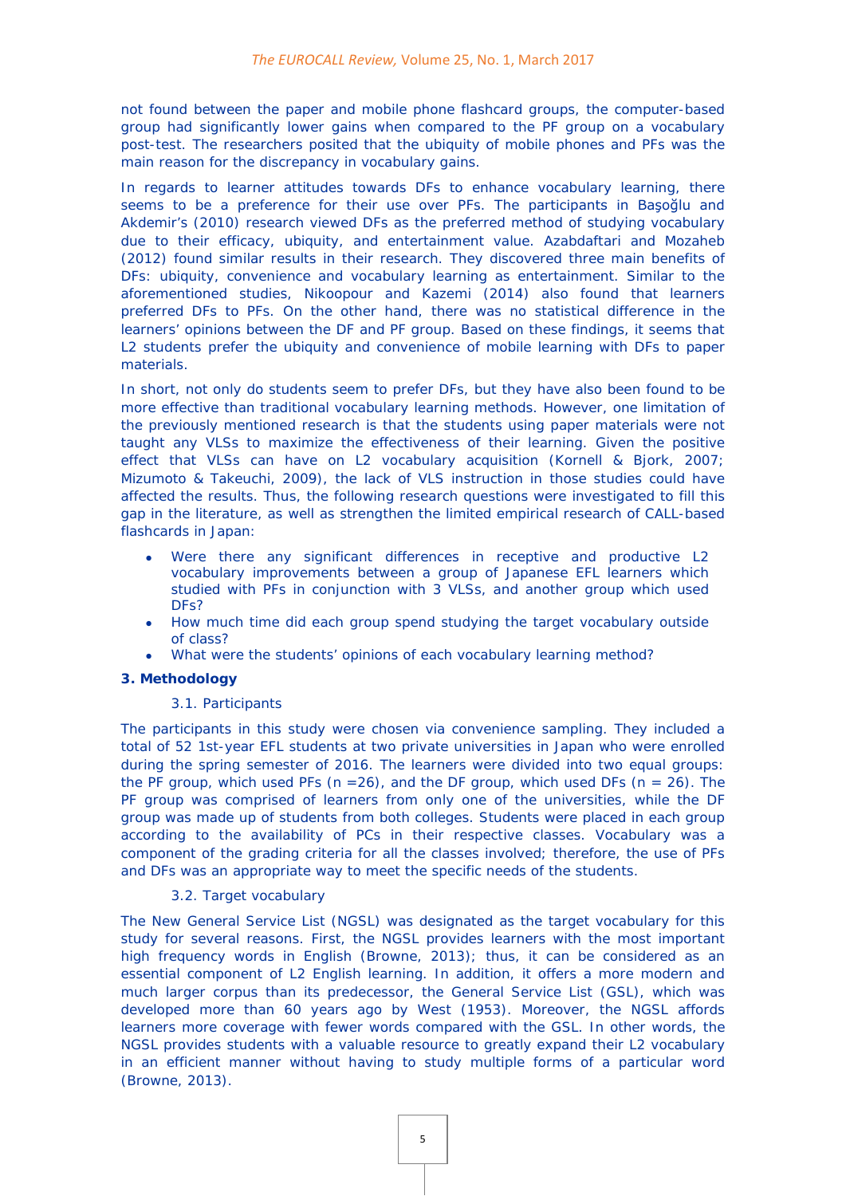not found between the paper and mobile phone flashcard groups, the computer-based group had significantly lower gains when compared to the PF group on a vocabulary post-test. The researchers posited that the ubiquity of mobile phones and PFs was the main reason for the discrepancy in vocabulary gains.

In regards to learner attitudes towards DFs to enhance vocabulary learning, there seems to be a preference for their use over PFs. The participants in Başoğlu and Akdemir's (2010) research viewed DFs as the preferred method of studying vocabulary due to their efficacy, ubiquity, and entertainment value. Azabdaftari and Mozaheb (2012) found similar results in their research. They discovered three main benefits of DFs: ubiquity, convenience and vocabulary learning as entertainment. Similar to the aforementioned studies, Nikoopour and Kazemi (2014) also found that learners preferred DFs to PFs. On the other hand, there was no statistical difference in the learners' opinions between the DF and PF group. Based on these findings, it seems that L2 students prefer the ubiquity and convenience of mobile learning with DFs to paper materials.

In short, not only do students seem to prefer DFs, but they have also been found to be more effective than traditional vocabulary learning methods. However, one limitation of the previously mentioned research is that the students using paper materials were not taught any VLSs to maximize the effectiveness of their learning. Given the positive effect that VLSs can have on L2 vocabulary acquisition (Kornell & Bjork, 2007; Mizumoto & Takeuchi, 2009), the lack of VLS instruction in those studies could have affected the results. Thus, the following research questions were investigated to fill this gap in the literature, as well as strengthen the limited empirical research of CALL-based flashcards in Japan:

- Were there any significant differences in receptive and productive L2 vocabulary improvements between a group of Japanese EFL learners which studied with PFs in conjunction with 3 VLSs, and another group which used DFs?
- How much time did each group spend studying the target vocabulary outside of class?
- What were the students' opinions of each vocabulary learning method?

## 3. Methodology

### 3.1. Participants

The participants in this study were chosen via convenience sampling. They included a total of 52 1st-year EFL students at two private universities in Japan who were enrolled during the spring semester of 2016. The learners were divided into two equal groups: the PF group, which used PFs (n =26), and the DF group, which used DFs (n = 26). The PF group was comprised of learners from only one of the universities, while the DF group was made up of students from both colleges. Students were placed in each group according to the availability of PCs in their respective classes. Vocabulary was a component of the grading criteria for all the classes involved; therefore, the use of PFs and DFs was an appropriate way to meet the specific needs of the students.

### 3.2. Target vocabulary

The New General Service List (NGSL) was designated as the target vocabulary for this study for several reasons. First, the NGSL provides learners with the most important high frequency words in English (Browne, 2013); thus, it can be considered as an essential component of L2 English learning. In addition, it offers a more modern and much larger corpus than its predecessor, the General Service List (GSL), which was developed more than 60 years ago by West (1953). Moreover, the NGSL affords learners more coverage with fewer words compared with the GSL. In other words, the NGSL provides students with a valuable resource to greatly expand their L2 vocabulary in an efficient manner without having to study multiple forms of a particular word (Browne, 2013).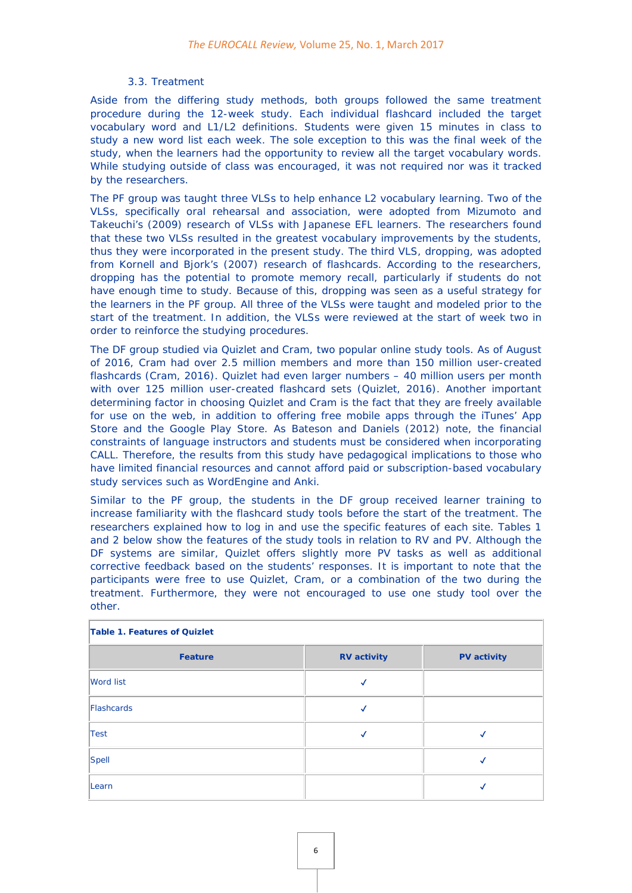### 3.3. Treatment

Aside from the differing study methods, both groups followed the same treatment procedure during the 12-week study. Each individual flashcard included the target vocabulary word and L1/L2 definitions. Students were given 15 minutes in class to study a new word list each week. The sole exception to this was the final week of the study, when the learners had the opportunity to review all the target vocabulary words. While studying outside of class was encouraged, it was not required nor was it tracked by the researchers.

The PF group was taught three VLSs to help enhance L2 vocabulary learning. Two of the VLSs, specifically oral rehearsal and association, were adopted from Mizumoto and Takeuchi's (2009) research of VLSs with Japanese EFL learners. The researchers found that these two VLSs resulted in the greatest vocabulary improvements by the students, thus they were incorporated in the present study. The third VLS, dropping, was adopted from Kornell and Bjork's (2007) research of flashcards. According to the researchers, dropping has the potential to promote memory recall, particularly if students do not have enough time to study. Because of this, dropping was seen as a useful strategy for the learners in the PF group. All three of the VLSs were taught and modeled prior to the start of the treatment. In addition, the VLSs were reviewed at the start of week two in order to reinforce the studying procedures.

The DF group studied via Quizlet and Cram, two popular online study tools. As of August of 2016, Cram had over 2.5 million members and more than 150 million user-created flashcards (Cram, 2016). Quizlet had even larger numbers – 40 million users per month with over 125 million user-created flashcard sets (Quizlet, 2016). Another important determining factor in choosing Quizlet and Cram is the fact that they are freely available for use on the web, in addition to offering free mobile apps through the iTunes' App Store and the Google Play Store. As Bateson and Daniels (2012) note, the financial constraints of language instructors and students must be considered when incorporating CALL. Therefore, the results from this study have pedagogical implications to those who have limited financial resources and cannot afford paid or subscription-based vocabulary study services such as WordEngine and Anki.

Similar to the PF group, the students in the DF group received learner training to increase familiarity with the flashcard study tools before the start of the treatment. The researchers explained how to log in and use the specific features of each site. Tables 1 and 2 below show the features of the study tools in relation to RV and PV. Although the DF systems are similar, Quizlet offers slightly more PV tasks as well as additional corrective feedback based on the students' responses. It is important to note that the participants were free to use Quizlet, Cram, or a combination of the two during the treatment. Furthermore, they were not encouraged to use one study tool over the other.

**Table 1. Features of Quizlet**

| Feature | RV activity | PV activity |
|---|---|---|
| Word list | ✓ | |
| Flashcards | ✓ | |
| Test | ✓ | ✓ |
| Spell | | ✓ |
| Learn | | ✓ |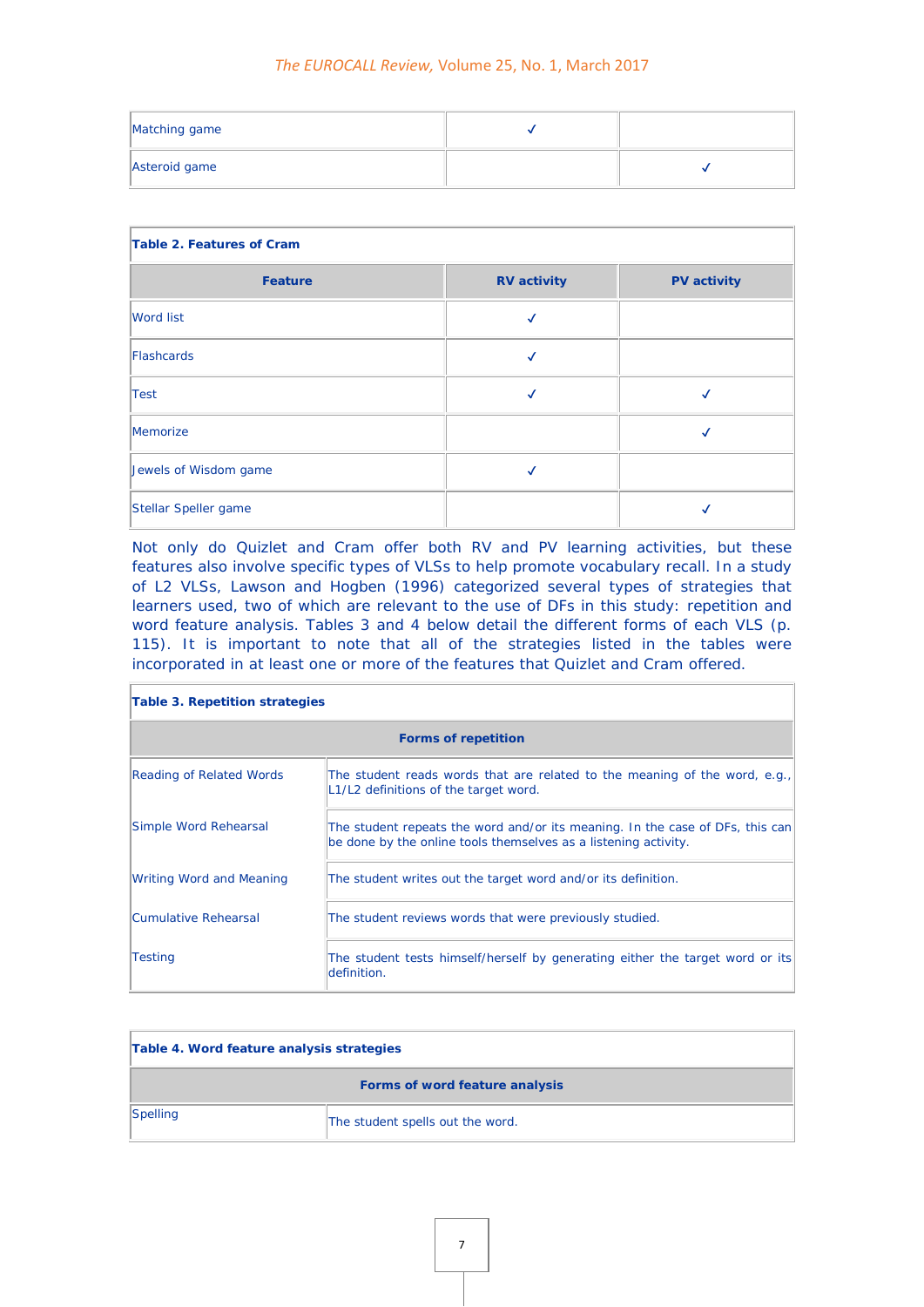| | | |
|---|---|---|
| Matching game | ✓ | |
| Asteroid game | | ✓ |

**Table 2. Features of Cram**

| Feature | RV activity | PV activity |
|---|---|---|
| Word list | ✓ | |
| Flashcards | ✓ | |
| Test | ✓ | ✓ |
| Memorize | | ✓ |
| Jewels of Wisdom game | ✓ | |
| Stellar Speller game | | ✓ |

Not only do Quizlet and Cram offer both RV and PV learning activities, but these features also involve specific types of VLSs to help promote vocabulary recall. In a study of L2 VLSs, Lawson and Hogben (1996) categorized several types of strategies that learners used, two of which are relevant to the use of DFs in this study: repetition and word feature analysis. Tables 3 and 4 below detail the different forms of each VLS (p. 115). It is important to note that all of the strategies listed in the tables were incorporated in at least one or more of the features that Quizlet and Cram offered.

**Table 3. Repetition strategies**

| Forms of repetition | |
|---|---|
| Reading of Related Words | The student reads words that are related to the meaning of the word, e.g., L1/L2 definitions of the target word. |
| Simple Word Rehearsal | The student repeats the word and/or its meaning. In the case of DFs, this can be done by the online tools themselves as a listening activity. |
| Writing Word and Meaning | The student writes out the target word and/or its definition. |
| Cumulative Rehearsal | The student reviews words that were previously studied. |
| Testing | The student tests himself/herself by generating either the target word or its definition. |

**Table 4. Word feature analysis strategies**

| Forms of word feature analysis | |
|---|---|
| Spelling | The student spells out the word. |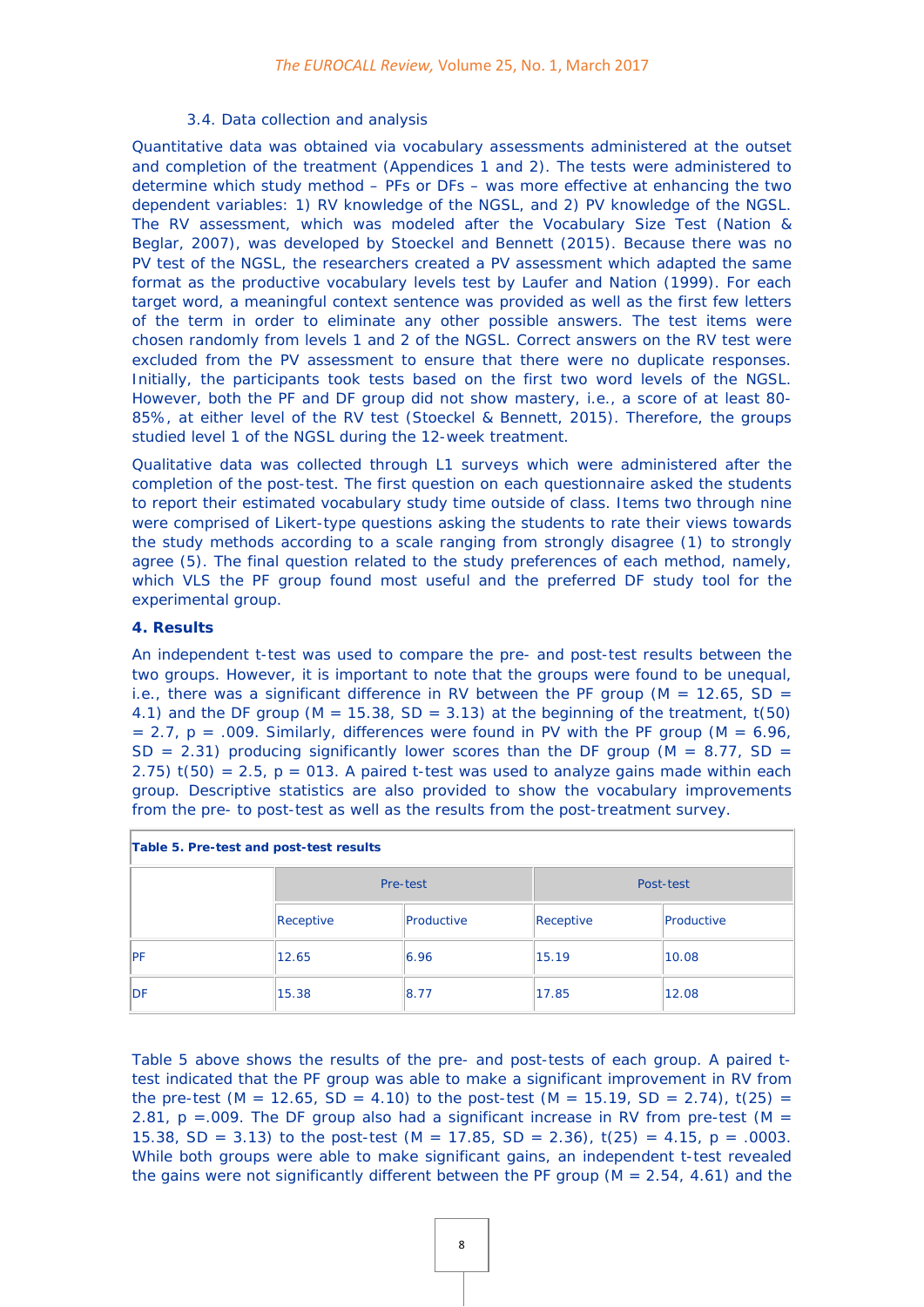### 3.4. Data collection and analysis

Quantitative data was obtained via vocabulary assessments administered at the outset and completion of the treatment (Appendices 1 and 2). The tests were administered to determine which study method – PFs or DFs – was more effective at enhancing the two dependent variables: 1) RV knowledge of the NGSL, and 2) PV knowledge of the NGSL. The RV assessment, which was modeled after the Vocabulary Size Test (Nation & Beglar, 2007), was developed by Stoeckel and Bennett (2015). Because there was no PV test of the NGSL, the researchers created a PV assessment which adapted the same format as the productive vocabulary levels test by Laufer and Nation (1999). For each target word, a meaningful context sentence was provided as well as the first few letters of the term in order to eliminate any other possible answers. The test items were chosen randomly from levels 1 and 2 of the NGSL. Correct answers on the RV test were excluded from the PV assessment to ensure that there were no duplicate responses. Initially, the participants took tests based on the first two word levels of the NGSL. However, both the PF and DF group did not show mastery, i.e., a score of at least 80-85%, at either level of the RV test (Stoeckel & Bennett, 2015). Therefore, the groups studied level 1 of the NGSL during the 12-week treatment.

Qualitative data was collected through L1 surveys which were administered after the completion of the post-test. The first question on each questionnaire asked the students to report their estimated vocabulary study time outside of class. Items two through nine were comprised of Likert-type questions asking the students to rate their views towards the study methods according to a scale ranging from strongly disagree (1) to strongly agree (5). The final question related to the study preferences of each method, namely, which VLS the PF group found most useful and the preferred DF study tool for the experimental group.

## 4. Results

An independent t-test was used to compare the pre- and post-test results between the two groups. However, it is important to note that the groups were found to be unequal, i.e., there was a significant difference in RV between the PF group ($M = 12.65$, $SD = 4.1$) and the DF group ($M = 15.38$, $SD = 3.13$) at the beginning of the treatment, $t(50) = 2.7$, $p = .009$. Similarly, differences were found in PV with the PF group ($M = 6.96$, $SD = 2.31$) producing significantly lower scores than the DF group ($M = 8.77$, $SD = 2.75$) $t(50) = 2.5$, $p = 013$. A paired t-test was used to analyze gains made within each group. Descriptive statistics are also provided to show the vocabulary improvements from the pre- to post-test as well as the results from the post-treatment survey.

**Table 5. Pre-test and post-test results**

| | Pre-test | | Post-test | |
|---|---|---|---|---|
| | Receptive | Productive | Receptive | Productive |
| PF | 12.65 | 6.96 | 15.19 | 10.08 |
| DF | 15.38 | 8.77 | 17.85 | 12.08 |

Table 5 above shows the results of the pre- and post-tests of each group. A paired t-test indicated that the PF group was able to make a significant improvement in RV from the pre-test ($M = 12.65$, $SD = 4.10$) to the post-test ($M = 15.19$, $SD = 2.74$), $t(25) = 2.81$, $p = .009$. The DF group also had a significant increase in RV from pre-test ($M = 15.38$, $SD = 3.13$) to the post-test ($M = 17.85$, $SD = 2.36$), $t(25) = 4.15$, $p = .0003$. While both groups were able to make significant gains, an independent t-test revealed the gains were not significantly different between the PF group ($M = 2.54$, $4.61$) and the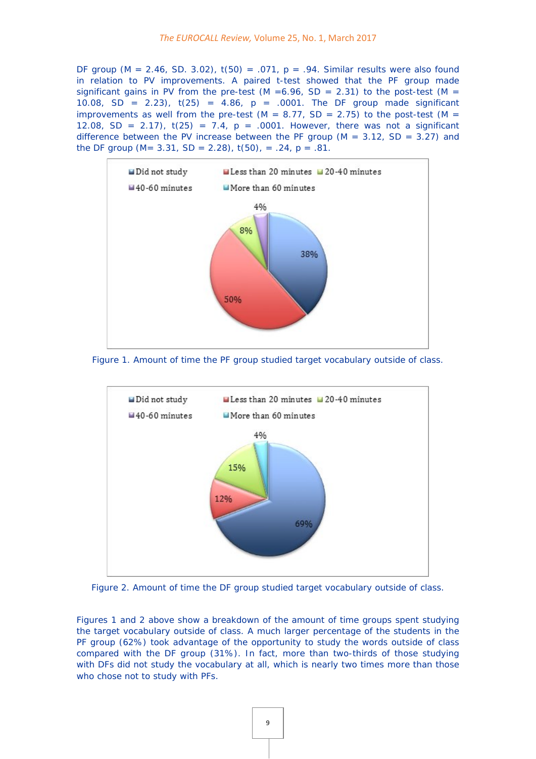DF group ($M = 2.46$, SD. 3.02), $t(50) = .071$, $p = .94$. Similar results were also found in relation to PV improvements. A paired t-test showed that the PF group made significant gains in PV from the pre-test ($M = 6.96$, $SD = 2.31$) to the post-test ($M = 10.08$, $SD = 2.23$), $t(25) = 4.86$, $p = .0001$. The DF group made significant improvements as well from the pre-test ($M = 8.77$, $SD = 2.75$) to the post-test ($M = 12.08$, $SD = 2.17$), $t(25) = 7.4$, $p = .0001$. However, there was not a significant difference between the PV increase between the PF group ($M = 3.12$, $SD = 3.27$) and the DF group ($M= 3.31$, $SD = 2.28$), $t(50)$, $= .24$, $p = .81$.

Figure 1. Amount of time the PF group studied target vocabulary outside of class.

Figure 2. Amount of time the DF group studied target vocabulary outside of class.

Figures 1 and 2 above show a breakdown of the amount of time groups spent studying the target vocabulary outside of class. A much larger percentage of the students in the PF group (62%) took advantage of the opportunity to study the words outside of class compared with the DF group (31%). In fact, more than two-thirds of those studying with DFs did not study the vocabulary at all, which is nearly two times more than those who chose not to study with PFs.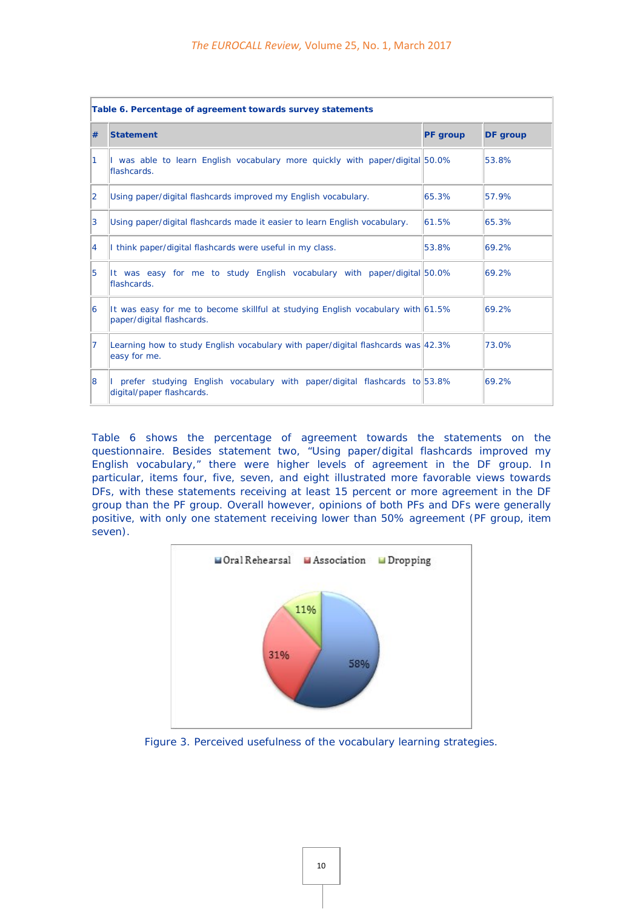**Table 6. Percentage of agreement towards survey statements**

| # | Statement | PF group | DF group |
|---|---|---|---|
| 1 | I was able to learn English vocabulary more quickly with paper/digital flashcards. | 50.0% | 53.8% |
| 2 | Using paper/digital flashcards improved my English vocabulary. | 65.3% | 57.9% |
| 3 | Using paper/digital flashcards made it easier to learn English vocabulary. | 61.5% | 65.3% |
| 4 | I think paper/digital flashcards were useful in my class. | 53.8% | 69.2% |
| 5 | It was easy for me to study English vocabulary with paper/digital flashcards. | 50.0% | 69.2% |
| 6 | It was easy for me to become skillful at studying English vocabulary with paper/digital flashcards. | 61.5% | 69.2% |
| 7 | Learning how to study English vocabulary with paper/digital flashcards was easy for me. | 42.3% | 73.0% |
| 8 | I prefer studying English vocabulary with paper/digital flashcards to digital/paper flashcards. | 53.8% | 69.2% |

Table 6 shows the percentage of agreement towards the statements on the questionnaire. Besides statement two, "Using paper/digital flashcards improved my English vocabulary," there were higher levels of agreement in the DF group. In particular, items four, five, seven, and eight illustrated more favorable views towards DFs, with these statements receiving at least 15 percent or more agreement in the DF group than the PF group. Overall however, opinions of both PFs and DFs were generally positive, with only one statement receiving lower than 50% agreement (PF group, item seven).

Figure 3. Perceived usefulness of the vocabulary learning strategies.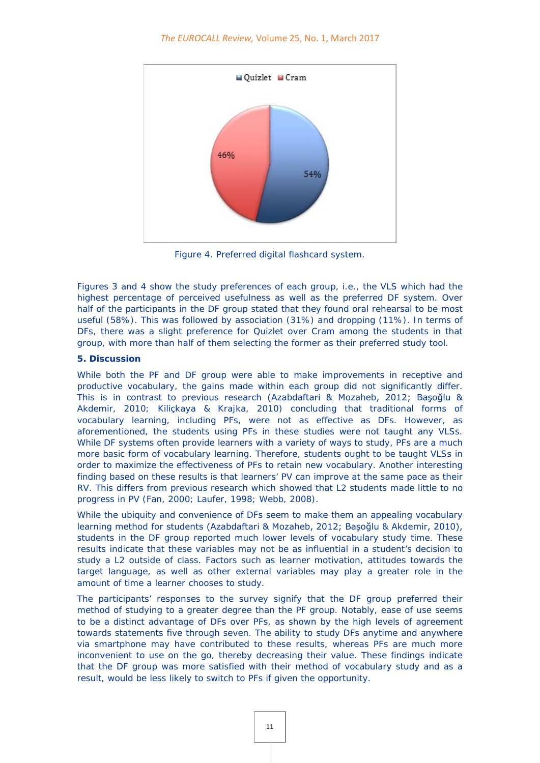Figure 4. Preferred digital flashcard system.

Figures 3 and 4 show the study preferences of each group, i.e., the VLS which had the highest percentage of perceived usefulness as well as the preferred DF system. Over half of the participants in the DF group stated that they found oral rehearsal to be most useful (58%). This was followed by association (31%) and dropping (11%). In terms of DFs, there was a slight preference for Quizlet over Cram among the students in that group, with more than half of them selecting the former as their preferred study tool.

**5. Discussion**

While both the PF and DF group were able to make improvements in receptive and productive vocabulary, the gains made within each group did not significantly differ. This is in contrast to previous research (Azabdaftari & Mozaheb, 2012; Başoğlu & Akdemir, 2010; Kiliçkaya & Krajka, 2010) concluding that traditional forms of vocabulary learning, including PFs, were not as effective as DFs. However, as aforementioned, the students using PFs in these studies were not taught any VLSs. While DF systems often provide learners with a variety of ways to study, PFs are a much more basic form of vocabulary learning. Therefore, students ought to be taught VLSs in order to maximize the effectiveness of PFs to retain new vocabulary. Another interesting finding based on these results is that learners' PV can improve at the same pace as their RV. This differs from previous research which showed that L2 students made little to no progress in PV (Fan, 2000; Laufer, 1998; Webb, 2008).

While the ubiquity and convenience of DFs seem to make them an appealing vocabulary learning method for students (Azabdaftari & Mozaheb, 2012; Başoğlu & Akdemir, 2010), students in the DF group reported much lower levels of vocabulary study time. These results indicate that these variables may not be as influential in a student's decision to study a L2 outside of class. Factors such as learner motivation, attitudes towards the target language, as well as other external variables may play a greater role in the amount of time a learner chooses to study.

The participants' responses to the survey signify that the DF group preferred their method of studying to a greater degree than the PF group. Notably, ease of use seems to be a distinct advantage of DFs over PFs, as shown by the high levels of agreement towards statements five through seven. The ability to study DFs anytime and anywhere via smartphone may have contributed to these results, whereas PFs are much more inconvenient to use on the go, thereby decreasing their value. These findings indicate that the DF group was more satisfied with their method of vocabulary study and as a result, would be less likely to switch to PFs if given the opportunity.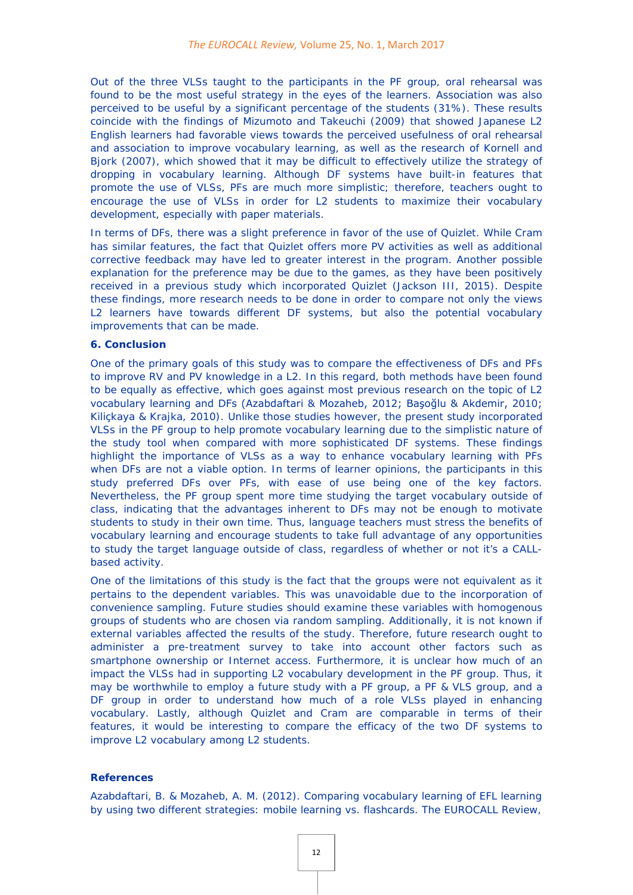Out of the three VLSs taught to the participants in the PF group, oral rehearsal was found to be the most useful strategy in the eyes of the learners. Association was also perceived to be useful by a significant percentage of the students (31%). These results coincide with the findings of Mizumoto and Takeuchi (2009) that showed Japanese L2 English learners had favorable views towards the perceived usefulness of oral rehearsal and association to improve vocabulary learning, as well as the research of Kornell and Bjork (2007), which showed that it may be difficult to effectively utilize the strategy of dropping in vocabulary learning. Although DF systems have built-in features that promote the use of VLSs, PFs are much more simplistic; therefore, teachers ought to encourage the use of VLSs in order for L2 students to maximize their vocabulary development, especially with paper materials.

In terms of DFs, there was a slight preference in favor of the use of Quizlet. While Cram has similar features, the fact that Quizlet offers more PV activities as well as additional corrective feedback may have led to greater interest in the program. Another possible explanation for the preference may be due to the games, as they have been positively received in a previous study which incorporated Quizlet (Jackson III, 2015). Despite these findings, more research needs to be done in order to compare not only the views L2 learners have towards different DF systems, but also the potential vocabulary improvements that can be made.

## 6. Conclusion

One of the primary goals of this study was to compare the effectiveness of DFs and PFs to improve RV and PV knowledge in a L2. In this regard, both methods have been found to be equally as effective, which goes against most previous research on the topic of L2 vocabulary learning and DFs (Azabdaftari & Mozaheb, 2012; Başoğlu & Akdemir, 2010; Kiliçkaya & Krajka, 2010). Unlike those studies however, the present study incorporated VLSs in the PF group to help promote vocabulary learning due to the simplistic nature of the study tool when compared with more sophisticated DF systems. These findings highlight the importance of VLSs as a way to enhance vocabulary learning with PFs when DFs are not a viable option. In terms of learner opinions, the participants in this study preferred DFs over PFs, with ease of use being one of the key factors. Nevertheless, the PF group spent more time studying the target vocabulary outside of class, indicating that the advantages inherent to DFs may not be enough to motivate students to study in their own time. Thus, language teachers must stress the benefits of vocabulary learning and encourage students to take full advantage of any opportunities to study the target language outside of class, regardless of whether or not it's a CALL-based activity.

One of the limitations of this study is the fact that the groups were not equivalent as it pertains to the dependent variables. This was unavoidable due to the incorporation of convenience sampling. Future studies should examine these variables with homogenous groups of students who are chosen via random sampling. Additionally, it is not known if external variables affected the results of the study. Therefore, future research ought to administer a pre-treatment survey to take into account other factors such as smartphone ownership or Internet access. Furthermore, it is unclear how much of an impact the VLSs had in supporting L2 vocabulary development in the PF group. Thus, it may be worthwhile to employ a future study with a PF group, a PF & VLS group, and a DF group in order to understand how much of a role VLSs played in enhancing vocabulary. Lastly, although Quizlet and Cram are comparable in terms of their features, it would be interesting to compare the efficacy of the two DF systems to improve L2 vocabulary among L2 students.

## References

Azabdaftari, B. & Mozaheb, A. M. (2012). Comparing vocabulary learning of EFL learning by using two different strategies: mobile learning vs. flashcards. The EUROCALL Review,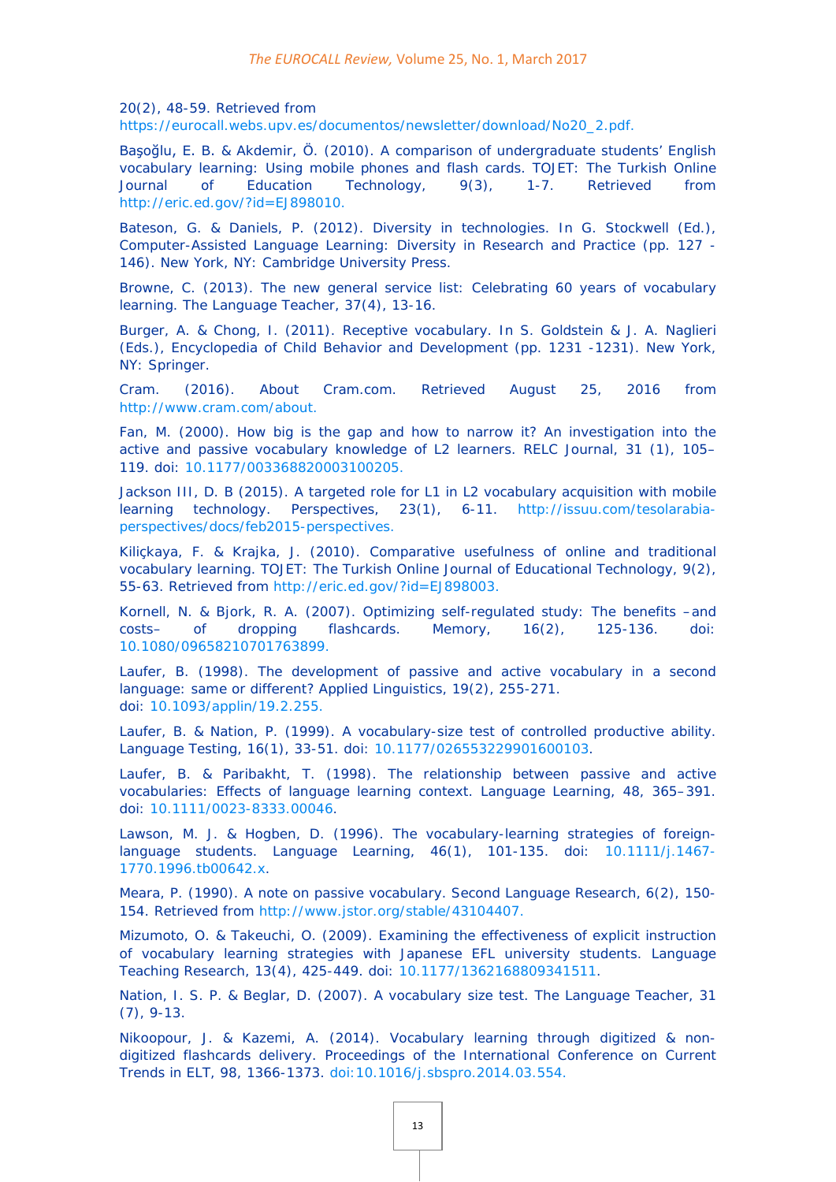20(2), 48-59. Retrieved from https://eurocall.webs.upv.es/documentos/newsletter/download/No20_2.pdf.

Başoğlu, E. B. & Akdemir, Ö. (2010). A comparison of undergraduate students' English vocabulary learning: Using mobile phones and flash cards. TOJET: The Turkish Online Journal of Education Technology, 9(3), 1-7. Retrieved from http://eric.ed.gov/?id=EJ898010.

Bateson, G. & Daniels, P. (2012). Diversity in technologies. In G. Stockwell (Ed.), Computer-Assisted Language Learning: Diversity in Research and Practice (pp. 127 -146). New York, NY: Cambridge University Press.

Browne, C. (2013). The new general service list: Celebrating 60 years of vocabulary learning. The Language Teacher, 37(4), 13-16.

Burger, A. & Chong, I. (2011). Receptive vocabulary. In S. Goldstein & J. A. Naglieri (Eds.), Encyclopedia of Child Behavior and Development (pp. 1231 -1231). New York, NY: Springer.

Cram. (2016). About Cram.com. Retrieved August 25, 2016 from http://www.cram.com/about.

Fan, M. (2000). How big is the gap and how to narrow it? An investigation into the active and passive vocabulary knowledge of L2 learners. RELC Journal, 31 (1), 105–119. doi: 10.1177/003368820003100205.

Jackson III, D. B (2015). A targeted role for L1 in L2 vocabulary acquisition with mobile learning technology. Perspectives, 23(1), 6-11. http://issuu.com/tesolarabia-perspectives/docs/feb2015-perspectives.

Kiliçkaya, F. & Krajka, J. (2010). Comparative usefulness of online and traditional vocabulary learning. TOJET: The Turkish Online Journal of Educational Technology, 9(2), 55-63. Retrieved from http://eric.ed.gov/?id=EJ898003.

Kornell, N. & Bjork, R. A. (2007). Optimizing self-regulated study: The benefits –and costs– of dropping flashcards. Memory, 16(2), 125-136. doi: 10.1080/09658210701763899.

Laufer, B. (1998). The development of passive and active vocabulary in a second language: same or different? Applied Linguistics, 19(2), 255-271. doi: 10.1093/applin/19.2.255.

Laufer, B. & Nation, P. (1999). A vocabulary-size test of controlled productive ability. Language Testing, 16(1), 33-51. doi: 10.1177/026553229901600103.

Laufer, B. & Paribakht, T. (1998). The relationship between passive and active vocabularies: Effects of language learning context. Language Learning, 48, 365–391. doi: 10.1111/0023-8333.00046.

Lawson, M. J. & Hogben, D. (1996). The vocabulary-learning strategies of foreign-language students. Language Learning, 46(1), 101-135. doi: 10.1111/j.1467-1770.1996.tb00642.x.

Meara, P. (1990). A note on passive vocabulary. Second Language Research, 6(2), 150-154. Retrieved from http://www.jstor.org/stable/43104407.

Mizumoto, O. & Takeuchi, O. (2009). Examining the effectiveness of explicit instruction of vocabulary learning strategies with Japanese EFL university students. Language Teaching Research, 13(4), 425-449. doi: 10.1177/1362168809341511.

Nation, I. S. P. & Beglar, D. (2007). A vocabulary size test. The Language Teacher, 31 (7), 9-13.

Nikoopour, J. & Kazemi, A. (2014). Vocabulary learning through digitized & non-digitized flashcards delivery. Proceedings of the International Conference on Current Trends in ELT, 98, 1366-1373. doi:10.1016/j.sbspro.2014.03.554.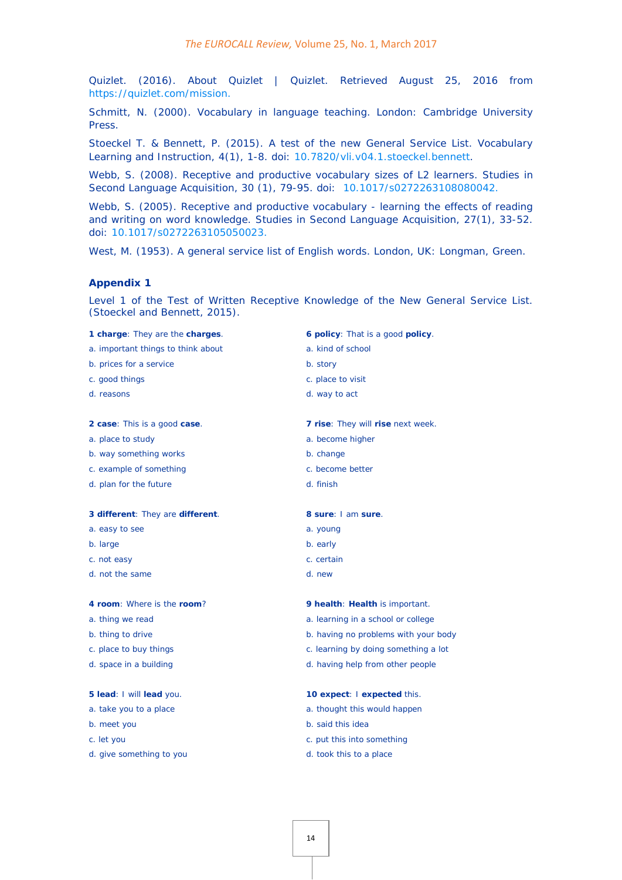Quizlet. (2016). About Quizlet | Quizlet. Retrieved August 25, 2016 from https://quizlet.com/mission.

Schmitt, N. (2000). Vocabulary in language teaching. London: Cambridge University Press.

Stoeckel T. & Bennett, P. (2015). A test of the new General Service List. Vocabulary Learning and Instruction, 4(1), 1-8. doi: 10.7820/vli.v04.1.stoeckel.bennett.

Webb, S. (2008). Receptive and productive vocabulary sizes of L2 learners. Studies in Second Language Acquisition, 30 (1), 79-95. doi: 10.1017/s0272263108080042.

Webb, S. (2005). Receptive and productive vocabulary - learning the effects of reading and writing on word knowledge. Studies in Second Language Acquisition, 27(1), 33-52. doi: 10.1017/s0272263105050023.

West, M. (1953). A general service list of English words. London, UK: Longman, Green.

## Appendix 1

Level 1 of the Test of Written Receptive Knowledge of the New General Service List. (Stoeckel and Bennett, 2015).

**1 charge**: They are the **charges**.

a. important things to think about
b. prices for a service
c. good things
d. reasons

**2 case**: This is a good **case**.

a. place to study
b. way something works
c. example of something
d. plan for the future

**3 different**: They are **different**.

a. easy to see
b. large
c. not easy
d. not the same

**4 room**: Where is the **room**?

a. thing we read
b. thing to drive
c. place to buy things
d. space in a building

**5 lead**: I will **lead** you.

a. take you to a place
b. meet you
c. let you
d. give something to you

**6 policy**: That is a good **policy**.

a. kind of school
b. story
c. place to visit
d. way to act

**7 rise**: They will **rise** next week.

a. become higher
b. change
c. become better
d. finish

**8 sure**: I am **sure**.

a. young
b. early
c. certain
d. new

**9 health**: **Health** is important.

a. learning in a school or college
b. having no problems with your body
c. learning by doing something a lot
d. having help from other people

**10 expect**: I **expected** this.

a. thought this would happen
b. said this idea
c. put this into something
d. took this to a place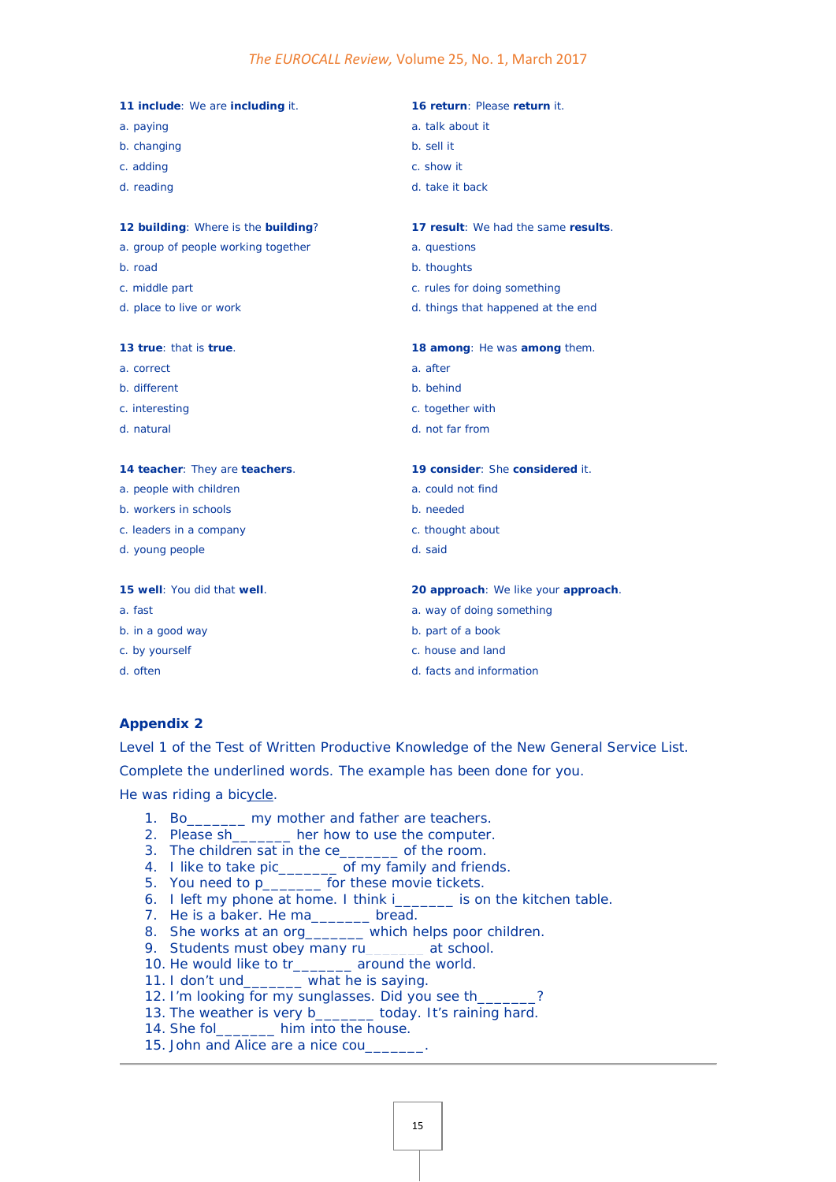**11 include**: We are **including** it.

a. paying

b. changing

c. adding

d. reading

**12 building**: Where is the **building**?

a. group of people working together

b. road

c. middle part

d. place to live or work

**13 true**: that is **true**.

a. correct

b. different

c. interesting

d. natural

**14 teacher**: They are **teachers**.

a. people with children

b. workers in schools

c. leaders in a company

d. young people

**15 well**: You did that **well**.

a. fast

b. in a good way

c. by yourself

d. often

**16 return**: Please **return** it.

a. talk about it

b. sell it

c. show it

d. take it back

**17 result**: We had the same **results**.

a. questions

b. thoughts

c. rules for doing something

d. things that happened at the end

**18 among**: He was **among** them.

a. after

b. behind

c. together with

d. not far from

**19 consider**: She **considered** it.

a. could not find

b. needed

c. thought about

d. said

**20 approach**: We like your **approach**.

a. way of doing something

b. part of a book

c. house and land

d. facts and information

## Appendix 2

Level 1 of the Test of Written Productive Knowledge of the New General Service List.

Complete the underlined words. The example has been done for you.

He was riding a bic<u>ycle</u>.

1. Bo_______ my mother and father are teachers.
2. Please sh_______ her how to use the computer.
3. The children sat in the ce_______ of the room.
4. I like to take pic_______ of my family and friends.
5. You need to p_______ for these movie tickets.
6. I left my phone at home. I think i_______ is on the kitchen table.
7. He is a baker. He ma_______ bread.
8. She works at an org_______ which helps poor children.
9. Students must obey many ru_______ at school.
10. He would like to tr_______ around the world.
11. I don't und_______ what he is saying.
12. I'm looking for my sunglasses. Did you see th_______?
13. The weather is very b_______ today. It's raining hard.
14. She fol_______ him into the house.
15. John and Alice are a nice cou_______.